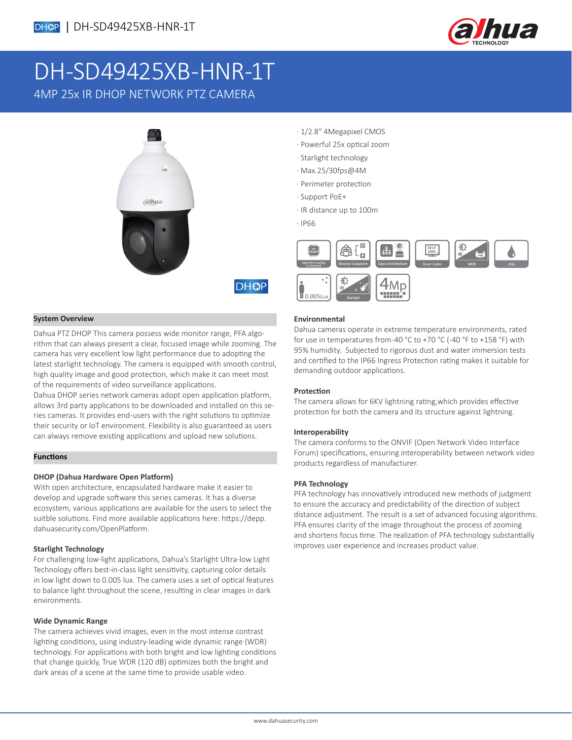# DH-SD49425XB-HNR-1T

## 4MP 25x IR DHOP NETWORK PTZ CAMERA

- 1/2.8" 4Megapixel CMOS
- Powerful 25x optical zoom
- Starlight technology
- Max.25/30fps@4M
- Perimeter protection
- Support PoE+
- IR distance up to 100m
- IP66

## System Overview

Dahua PTZ DHOP This camera possess wide monitor range, PFA algorithm that can always present a clear, focused image while zooming. The camera has very excellent low light performance due to adopting the latest starlight technology. The camera is equipped with smooth control, high quality image and good protection, which make it can meet most of the requirements of video surveillance applications.

Dahua DHOP series network cameras adopt open application platform, allows 3rd party applications to be downloaded and installed on this series cameras. It provides end-users with the right solutions to optimize their security or IoT environment. Flexibility is also guaranteed as users can always remove existing applications and upload new solutions.

## Functions

### DHOP (Dahua Hardware Open Platform)

With open architecture, encapsulated hardware make it easier to develop and upgrade software this series cameras. It has a diverse ecosystem, various applications are available for the users to select the suitble solutions. Find more available applications here: https://depp.dahuasecurity.com/OpenPlatform.

### Starlight Technology

For challenging low-light applications, Dahua's Starlight Ultra-low Light Technology offers best-in-class light sensitivity, capturing color details in low light down to 0.005 lux. The camera uses a set of optical features to balance light throughout the scene, resulting in clear images in dark environments.

### Wide Dynamic Range

The camera achieves vivid images, even in the most intense contrast lighting conditions, using industry-leading wide dynamic range (WDR) technology. For applications with both bright and low lighting conditions that change quickly, True WDR (120 dB) optimizes both the bright and dark areas of a scene at the same time to provide usable video.

### Environmental

Dahua cameras operate in extreme temperature environments, rated for use in temperatures from -40 °C to +70 °C (-40 °F to +158 °F) with 95% humidity. Subjected to rigorous dust and water immersion tests and certified to the IP66 Ingress Protection rating makes it suitable for demanding outdoor applications.

### Protection

The camera allows for 6KV lightning rating,which provides effective protection for both the camera and its structure against lightning.

### Interoperability

The camera conforms to the ONVIF (Open Network Video Interface Forum) specifications, ensuring interoperability between network video products regardless of manufacturer.

### PFA Technology

PFA technology has innovatively introduced new methods of judgment to ensure the accuracy and predictability of the direction of subject distance adjustment. The result is a set of advanced focusing algorithms. PFA ensures clarity of the image throughout the process of zooming and shortens focus time. The realization of PFA technology substantially improves user experience and increases product value.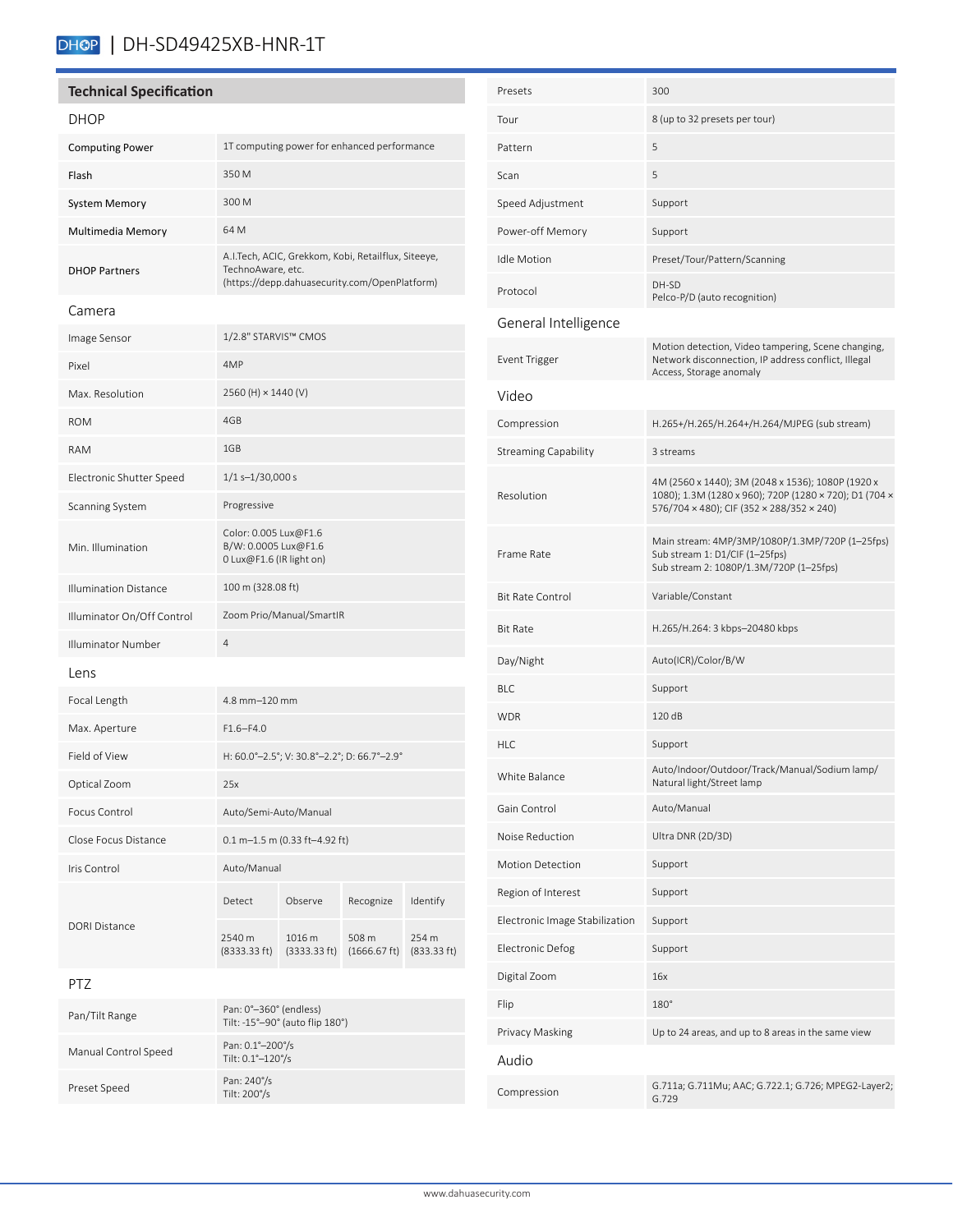# DH-SD49425XB-HNR-1T

## Technical Specification

### DHOP

| | |
|---|---|
| Computing Power | 1T computing power for enhanced performance |
| Flash | 350 M |
| System Memory | 300 M |
| Multimedia Memory | 64 M |
| DHOP Partners | A.I.Tech, ACIC, Grekkom, Kobi, Retailflux, Siteeye, TechnoAware, etc. (https://depp.dahuasecurity.com/OpenPlatform) |

### Camera

| | |
|---|---|
| Image Sensor | 1/2.8" STARVIS™ CMOS |
| Pixel | 4MP |
| Max. Resolution | 2560 (H) × 1440 (V) |
| ROM | 4GB |
| RAM | 1GB |
| Electronic Shutter Speed | 1/1 s–1/30,000 s |
| Scanning System | Progressive |
| Min. Illumination | Color: 0.005 Lux@F1.6<br>B/W: 0.0005 Lux@F1.6<br>0 Lux@F1.6 (IR light on) |
| Illumination Distance | 100 m (328.08 ft) |
| Illuminator On/Off Control | Zoom Prio/Manual/SmartIR |
| Illuminator Number | 4 |

### Lens

| | | | | |
|---|---|---|---|---|
| Focal Length | 4.8 mm–120 mm | | | |
| Max. Aperture | F1.6–F4.0 | | | |
| Field of View | H: 60.0°–2.5°; V: 30.8°–2.2°; D: 66.7°–2.9° | | | |
| Optical Zoom | 25x | | | |
| Focus Control | Auto/Semi-Auto/Manual | | | |
| Close Focus Distance | 0.1 m–1.5 m (0.33 ft–4.92 ft) | | | |
| Iris Control | Auto/Manual | | | |
| DORI Distance | Detect | Observe | Recognize | Identify |
| | 2540 m (8333.33 ft) | 1016 m (3333.33 ft) | 508 m (1666.67 ft) | 254 m (833.33 ft) |

### PTZ

| | |
|---|---|
| Pan/Tilt Range | Pan: 0°–360° (endless)<br>Tilt: -15°–90° (auto flip 180°) |
| Manual Control Speed | Pan: 0.1°–200°/s<br>Tilt: 0.1°–120°/s |
| Preset Speed | Pan: 240°/s<br>Tilt: 200°/s |
| Presets | 300 |
| Tour | 8 (up to 32 presets per tour) |
| Pattern | 5 |
| Scan | 5 |
| Speed Adjustment | Support |
| Power-off Memory | Support |
| Idle Motion | Preset/Tour/Pattern/Scanning |
| Protocol | DH-SD<br>Pelco-P/D (auto recognition) |

### General Intelligence

| | |
|---|---|
| Event Trigger | Motion detection, Video tampering, Scene changing, Network disconnection, IP address conflict, Illegal Access, Storage anomaly |

### Video

| | |
|---|---|
| Compression | H.265+/H.265/H.264+/H.264/MJPEG (sub stream) |
| Streaming Capability | 3 streams |
| Resolution | 4M (2560 x 1440); 3M (2048 x 1536); 1080P (1920 x 1080); 1.3M (1280 x 960); 720P (1280 × 720); D1 (704 × 576/704 × 480); CIF (352 × 288/352 × 240) |
| Frame Rate | Main stream: 4MP/3MP/1080P/1.3MP/720P (1–25fps)<br>Sub stream 1: D1/CIF (1–25fps)<br>Sub stream 2: 1080P/1.3M/720P (1–25fps) |
| Bit Rate Control | Variable/Constant |
| Bit Rate | H.265/H.264: 3 kbps–20480 kbps |
| Day/Night | Auto(ICR)/Color/B/W |
| BLC | Support |
| WDR | 120 dB |
| HLC | Support |
| White Balance | Auto/Indoor/Outdoor/Track/Manual/Sodium lamp/ Natural light/Street lamp |
| Gain Control | Auto/Manual |
| Noise Reduction | Ultra DNR (2D/3D) |
| Motion Detection | Support |
| Region of Interest | Support |
| Electronic Image Stabilization | Support |
| Electronic Defog | Support |
| Digital Zoom | 16x |
| Flip | 180° |
| Privacy Masking | Up to 24 areas, and up to 8 areas in the same view |

### Audio

| | |
|---|---|
| Compression | G.711a; G.711Mu; AAC; G.722.1; G.726; MPEG2-Layer2; G.729 |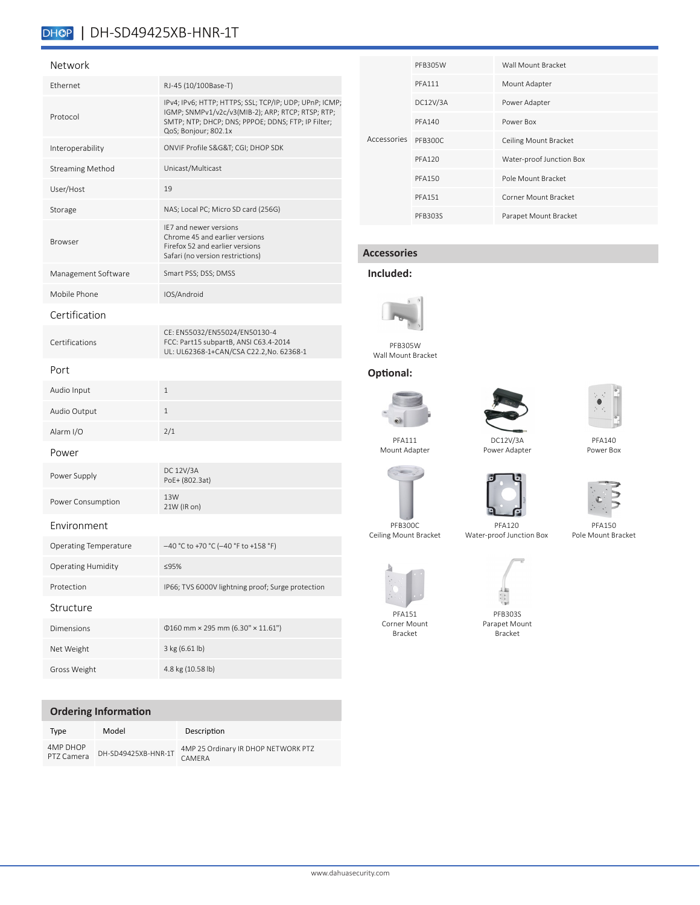## Network

| | |
|---|---|
| Ethernet | RJ-45 (10/100Base-T) |
| Protocol | IPv4; IPv6; HTTP; HTTPS; SSL; TCP/IP; UDP; UPnP; ICMP; IGMP; SNMPv1/v2c/v3(MIB-2); ARP; RTCP; RTSP; RTP; SMTP; NTP; DHCP; DNS; PPPOE; DDNS; FTP; IP Filter; QoS; Bonjour; 802.1x |
| Interoperability | ONVIF Profile S&G&T; CGI; DHOP SDK |
| Streaming Method | Unicast/Multicast |
| User/Host | 19 |
| Storage | NAS; Local PC; Micro SD card (256G) |
| Browser | IE7 and newer versions<br>Chrome 45 and earlier versions<br>Firefox 52 and earlier versions<br>Safari (no version restrictions) |
| Management Software | Smart PSS; DSS; DMSS |
| Mobile Phone | IOS/Android |

## Certification

| | |
|---|---|
| Certifications | CE: EN55032/EN55024/EN50130-4<br>FCC: Part15 subpartB, ANSI C63.4-2014<br>UL: UL62368-1+CAN/CSA C22.2,No. 62368-1 |

## Port

| | |
|---|---|
| Audio Input | 1 |
| Audio Output | 1 |
| Alarm I/O | 2/1 |

## Power

| | |
|---|---|
| Power Supply | DC 12V/3A<br>PoE+ (802.3at) |
| Power Consumption | 13W<br>21W (IR on) |

## Environment

| | |
|---|---|
| Operating Temperature | –40 °C to +70 °C (–40 °F to +158 °F) |
| Operating Humidity | ≤95% |
| Protection | IP66; TVS 6000V lightning proof; Surge protection |

## Structure

| | |
|---|---|
| Dimensions | Φ160 mm × 295 mm (6.30" × 11.61") |
| Net Weight | 3 kg (6.61 lb) |
| Gross Weight | 4.8 kg (10.58 lb) |

## Ordering Information

| Type | Model | Description |
|---|---|---|
| 4MP DHOP PTZ Camera | DH-SD49425XB-HNR-1T | 4MP 25 Ordinary IR DHOP NETWORK PTZ CAMERA |

| | | |
|---|---|---|
| Accessories | PFB305W | Wall Mount Bracket |
| | PFA111 | Mount Adapter |
| | DC12V/3A | Power Adapter |
| | PFA140 | Power Box |
| | PFB300C | Ceiling Mount Bracket |
| | PFA120 | Water-proof Junction Box |
| | PFA150 | Pole Mount Bracket |
| | PFA151 | Corner Mount Bracket |
| | PFB303S | Parapet Mount Bracket |

## Accessories

### Included:

PFB305W
Wall Mount Bracket

### Optional:

PFA111
Mount Adapter

DC12V/3A
Power Adapter

PFA140
Power Box

PFB300C
Ceiling Mount Bracket

PFA120
Water-proof Junction Box

PFA150
Pole Mount Bracket

PFA151
Corner Mount Bracket

PFB303S
Parapet Mount Bracket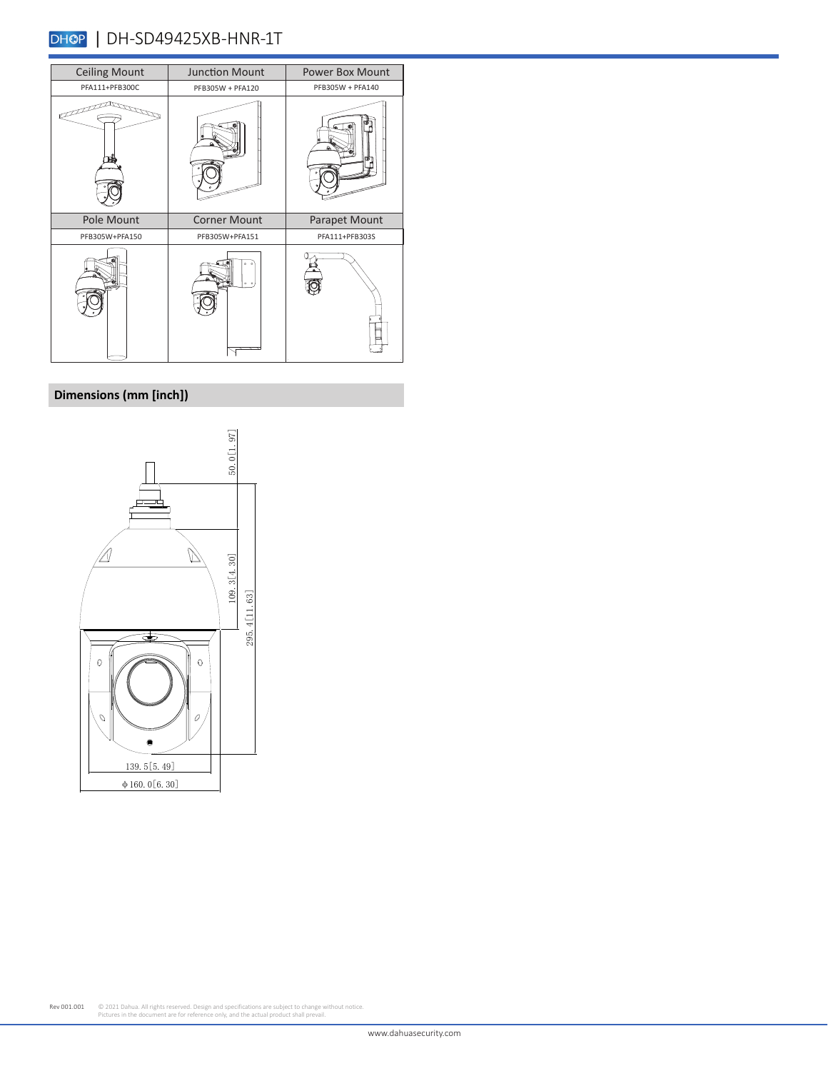| Ceiling Mount | Junction Mount | Power Box Mount |
|---|---|---|
| PFA111+PFB300C | PFB305W + PFA120 | PFB305W + PFA140 |
| | | |
| Pole Mount | Corner Mount | Parapet Mount |
| PFB305W+PFA150 | PFB305W+PFA151 | PFA111+PFB303S |
| | | |

## Dimensions (mm [inch])

50.0[1.97]

109.3[4.30]

295.4[11.63]

139.5[5.49]

Φ160.0[6.30]

Rev 001.001 © 2021 Dahua. All rights reserved. Design and specifications are subject to change without notice. Pictures in the document are for reference only, and the actual product shall prevail.

www.dahuasecurity.com